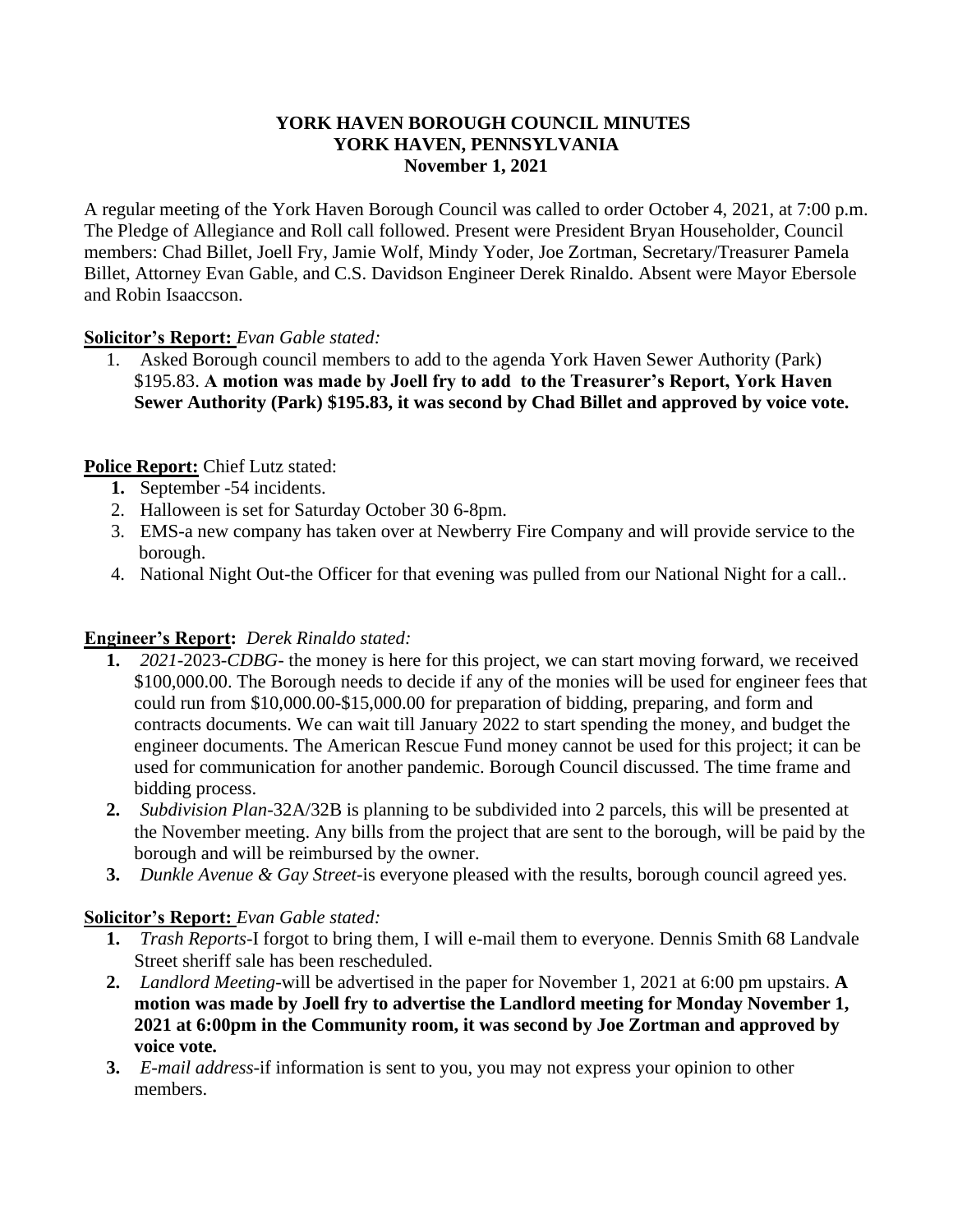**YORK HAVEN BOROUGH COUNCIL MINUTES**
**YORK HAVEN, PENNSYLVANIA**
**November 1, 2021**

A regular meeting of the York Haven Borough Council was called to order October 4, 2021, at 7:00 p.m. The Pledge of Allegiance and Roll call followed. Present were President Bryan Householder, Council members: Chad Billet, Joell Fry, Jamie Wolf, Mindy Yoder, Joe Zortman, Secretary/Treasurer Pamela Billet, Attorney Evan Gable, and C.S. Davidson Engineer Derek Rinaldo. Absent were Mayor Ebersole and Robin Isaaccson.

**Solicitor's Report:** *Evan Gable stated:*

1. Asked Borough council members to add to the agenda York Haven Sewer Authority (Park) $195.83. **A motion was made by Joell fry to add to the Treasurer's Report, York Haven Sewer Authority (Park) $195.83, it was second by Chad Billet and approved by voice vote.**

**Police Report:** Chief Lutz stated:

1. September -54 incidents.
2. Halloween is set for Saturday October 30 6-8pm.
3. EMS-a new company has taken over at Newberry Fire Company and will provide service to the borough.
4. National Night Out-the Officer for that evening was pulled from our National Night for a call..

**Engineer's Report:** *Derek Rinaldo stated:*

1. *2021*-2023-*CDBG*- the money is here for this project, we can start moving forward, we received $100,000.00. The Borough needs to decide if any of the monies will be used for engineer fees that could run from $10,000.00-$15,000.00 for preparation of bidding, preparing, and form and contracts documents. We can wait till January 2022 to start spending the money, and budget the engineer documents. The American Rescue Fund money cannot be used for this project; it can be used for communication for another pandemic. Borough Council discussed. The time frame and bidding process.
2. *Subdivision Plan*-32A/32B is planning to be subdivided into 2 parcels, this will be presented at the November meeting. Any bills from the project that are sent to the borough, will be paid by the borough and will be reimbursed by the owner.
3. *Dunkle Avenue & Gay Street*-is everyone pleased with the results, borough council agreed yes.

**Solicitor's Report:** *Evan Gable stated:*

1. *Trash Reports*-I forgot to bring them, I will e-mail them to everyone. Dennis Smith 68 Landvale Street sheriff sale has been rescheduled.
2. *Landlord Meeting*-will be advertised in the paper for November 1, 2021 at 6:00 pm upstairs. **A motion was made by Joell fry to advertise the Landlord meeting for Monday November 1, 2021 at 6:00pm in the Community room, it was second by Joe Zortman and approved by voice vote.**
3. *E-mail address*-if information is sent to you, you may not express your opinion to other members.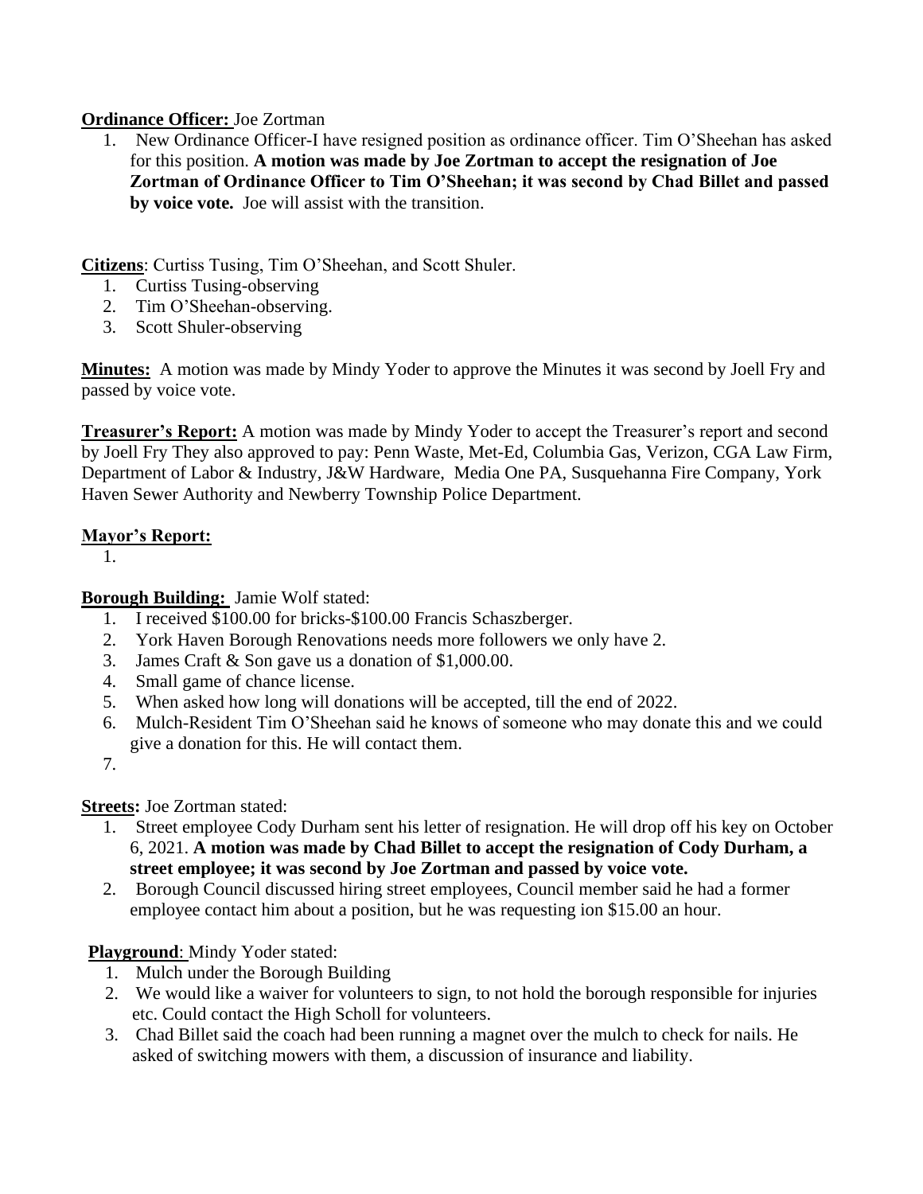**Ordinance Officer:** Joe Zortman

1. New Ordinance Officer-I have resigned position as ordinance officer. Tim O'Sheehan has asked for this position. **A motion was made by Joe Zortman to accept the resignation of Joe Zortman of Ordinance Officer to Tim O'Sheehan; it was second by Chad Billet and passed by voice vote.** Joe will assist with the transition.

**Citizens**: Curtiss Tusing, Tim O'Sheehan, and Scott Shuler.

1. Curtiss Tusing-observing
2. Tim O'Sheehan-observing.
3. Scott Shuler-observing

**Minutes:** A motion was made by Mindy Yoder to approve the Minutes it was second by Joell Fry and passed by voice vote.

**Treasurer's Report:** A motion was made by Mindy Yoder to accept the Treasurer's report and second by Joell Fry They also approved to pay: Penn Waste, Met-Ed, Columbia Gas, Verizon, CGA Law Firm, Department of Labor & Industry, J&W Hardware, Media One PA, Susquehanna Fire Company, York Haven Sewer Authority and Newberry Township Police Department.

**Mayor's Report:**

1.

**Borough Building:** Jamie Wolf stated:

1. I received $100.00 for bricks-$100.00 Francis Schaszberger.
2. York Haven Borough Renovations needs more followers we only have 2.
3. James Craft & Son gave us a donation of $1,000.00.
4. Small game of chance license.
5. When asked how long will donations will be accepted, till the end of 2022.
6. Mulch-Resident Tim O'Sheehan said he knows of someone who may donate this and we could give a donation for this. He will contact them.
7.

**Streets:** Joe Zortman stated:

1. Street employee Cody Durham sent his letter of resignation. He will drop off his key on October 6, 2021. **A motion was made by Chad Billet to accept the resignation of Cody Durham, a street employee; it was second by Joe Zortman and passed by voice vote.**
2. Borough Council discussed hiring street employees, Council member said he had a former employee contact him about a position, but he was requesting ion $15.00 an hour.

**Playground**: Mindy Yoder stated:

1. Mulch under the Borough Building
2. We would like a waiver for volunteers to sign, to not hold the borough responsible for injuries etc. Could contact the High Scholl for volunteers.
3. Chad Billet said the coach had been running a magnet over the mulch to check for nails. He asked of switching mowers with them, a discussion of insurance and liability.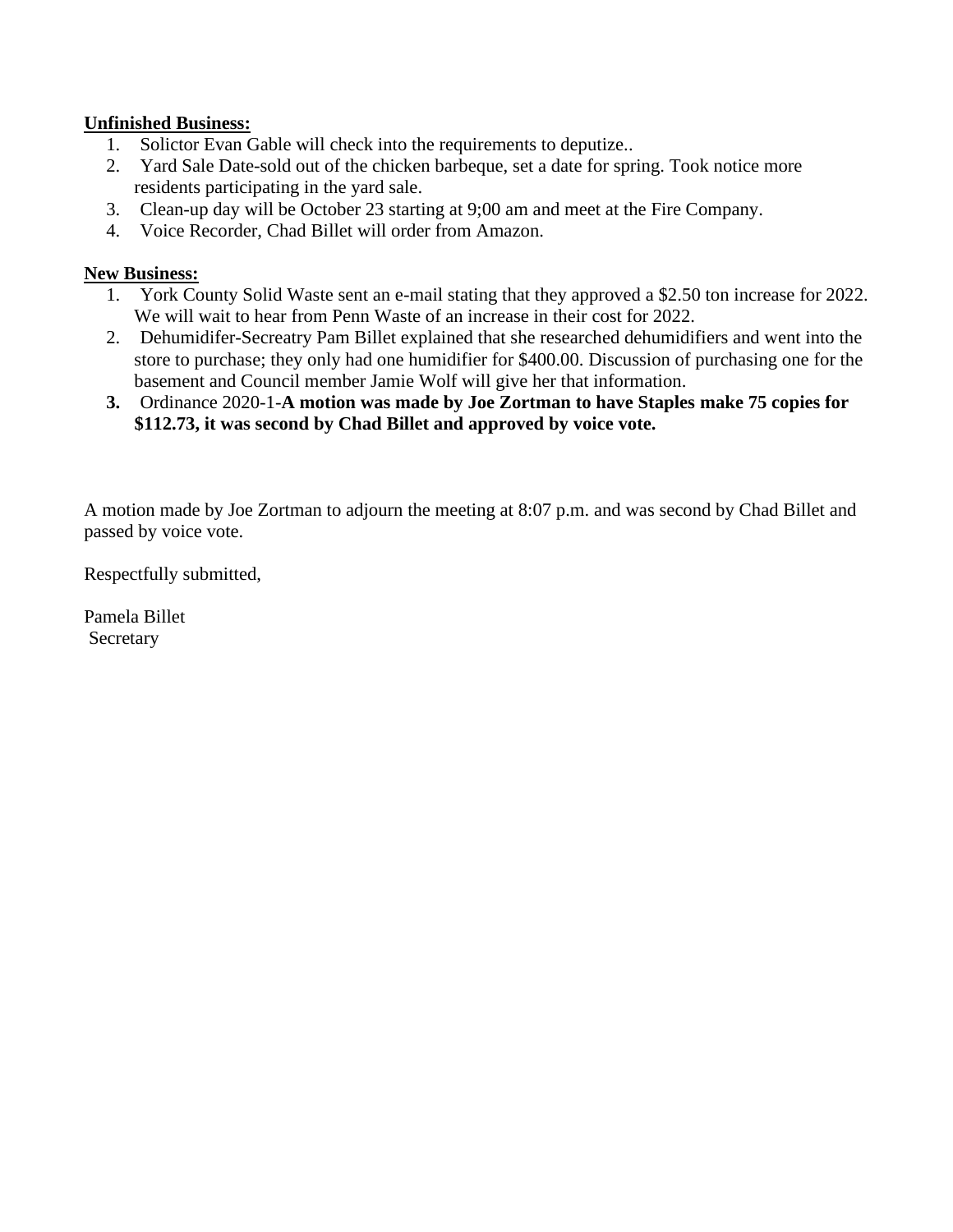**Unfinished Business:**

1. Solictor Evan Gable will check into the requirements to deputize..
2. Yard Sale Date-sold out of the chicken barbeque, set a date for spring. Took notice more residents participating in the yard sale.
3. Clean-up day will be October 23 starting at 9;00 am and meet at the Fire Company.
4. Voice Recorder, Chad Billet will order from Amazon.

**New Business:**

1. York County Solid Waste sent an e-mail stating that they approved a $2.50 ton increase for 2022. We will wait to hear from Penn Waste of an increase in their cost for 2022.
2. Dehumidifer-Secreatry Pam Billet explained that she researched dehumidifiers and went into the store to purchase; they only had one humidifier for $400.00. Discussion of purchasing one for the basement and Council member Jamie Wolf will give her that information.
3. Ordinance 2020-1-**A motion was made by Joe Zortman to have Staples make 75 copies for $112.73, it was second by Chad Billet and approved by voice vote.**

A motion made by Joe Zortman to adjourn the meeting at 8:07 p.m. and was second by Chad Billet and passed by voice vote.

Respectfully submitted,

Pamela Billet
Secretary